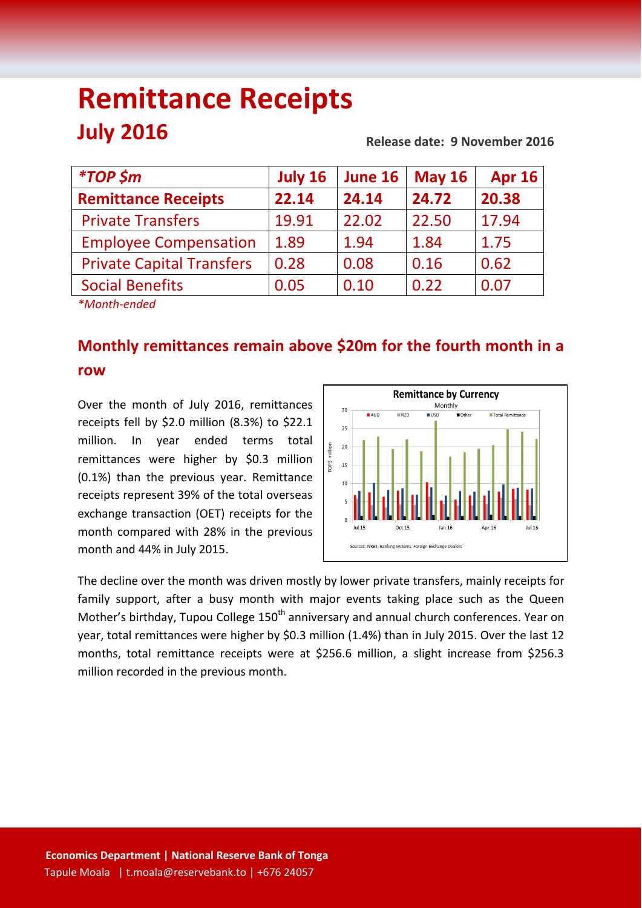# Remittance Receipts

## July 2016

**Release date: 9 November 2016**

| *\*TOP $m* | July 16 | June 16 | May 16 | Apr 16 |
|---|---|---|---|---|
| **Remittance Receipts** | **22.14** | **24.14** | **24.72** | **20.38** |
| Private Transfers | 19.91 | 22.02 | 22.50 | 17.94 |
| Employee Compensation | 1.89 | 1.94 | 1.84 | 1.75 |
| Private Capital Transfers | 0.28 | 0.08 | 0.16 | 0.62 |
| Social Benefits | 0.05 | 0.10 | 0.22 | 0.07 |

*\*Month-ended*

### Monthly remittances remain above $20m for the fourth month in a row

Over the month of July 2016, remittances receipts fell by $2.0 million (8.3%) to $22.1 million. In year ended terms total remittances were higher by $0.3 million (0.1%) than the previous year. Remittance receipts represent 39% of the total overseas exchange transaction (OET) receipts for the month compared with 28% in the previous month and 44% in July 2015.

The decline over the month was driven mostly by lower private transfers, mainly receipts for family support, after a busy month with major events taking place such as the Queen Mother's birthday, Tupou College 150th anniversary and annual church conferences. Year on year, total remittances were higher by $0.3 million (1.4%) than in July 2015. Over the last 12 months, total remittance receipts were at $256.6 million, a slight increase from $256.3 million recorded in the previous month.

**Economics Department | National Reserve Bank of Tonga**
Tapule Moala | t.moala@reservebank.to | +676 24057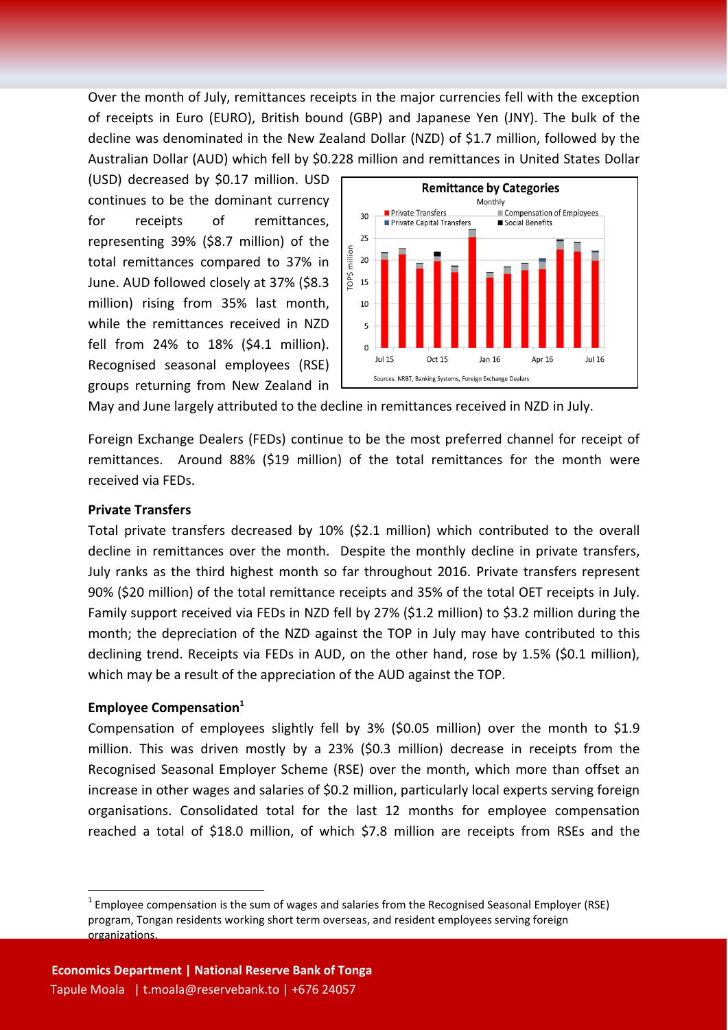Over the month of July, remittances receipts in the major currencies fell with the exception of receipts in Euro (EURO), British bound (GBP) and Japanese Yen (JNY). The bulk of the decline was denominated in the New Zealand Dollar (NZD) of $1.7 million, followed by the Australian Dollar (AUD) which fell by $0.228 million and remittances in United States Dollar (USD) decreased by $0.17 million. USD continues to be the dominant currency for receipts of remittances, representing 39% ($8.7 million) of the total remittances compared to 37% in June. AUD followed closely at 37% ($8.3 million) rising from 35% last month, while the remittances received in NZD fell from 24% to 18% ($4.1 million). Recognised seasonal employees (RSE) groups returning from New Zealand in May and June largely attributed to the decline in remittances received in NZD in July.

Foreign Exchange Dealers (FEDs) continue to be the most preferred channel for receipt of remittances. Around 88% ($19 million) of the total remittances for the month were received via FEDs.

**Private Transfers**

Total private transfers decreased by 10% ($2.1 million) which contributed to the overall decline in remittances over the month. Despite the monthly decline in private transfers, July ranks as the third highest month so far throughout 2016. Private transfers represent 90% ($20 million) of the total remittance receipts and 35% of the total OET receipts in July. Family support received via FEDs in NZD fell by 27% ($1.2 million) to $3.2 million during the month; the depreciation of the NZD against the TOP in July may have contributed to this declining trend. Receipts via FEDs in AUD, on the other hand, rose by 1.5% ($0.1 million), which may be a result of the appreciation of the AUD against the TOP.

**Employee Compensation[1]**

Compensation of employees slightly fell by 3% ($0.05 million) over the month to $1.9 million. This was driven mostly by a 23% ($0.3 million) decrease in receipts from the Recognised Seasonal Employer Scheme (RSE) over the month, which more than offset an increase in other wages and salaries of $0.2 million, particularly local experts serving foreign organisations. Consolidated total for the last 12 months for employee compensation reached a total of $18.0 million, of which $7.8 million are receipts from RSEs and the

[1] Employee compensation is the sum of wages and salaries from the Recognised Seasonal Employer (RSE) program, Tongan residents working short term overseas, and resident employees serving foreign organizations.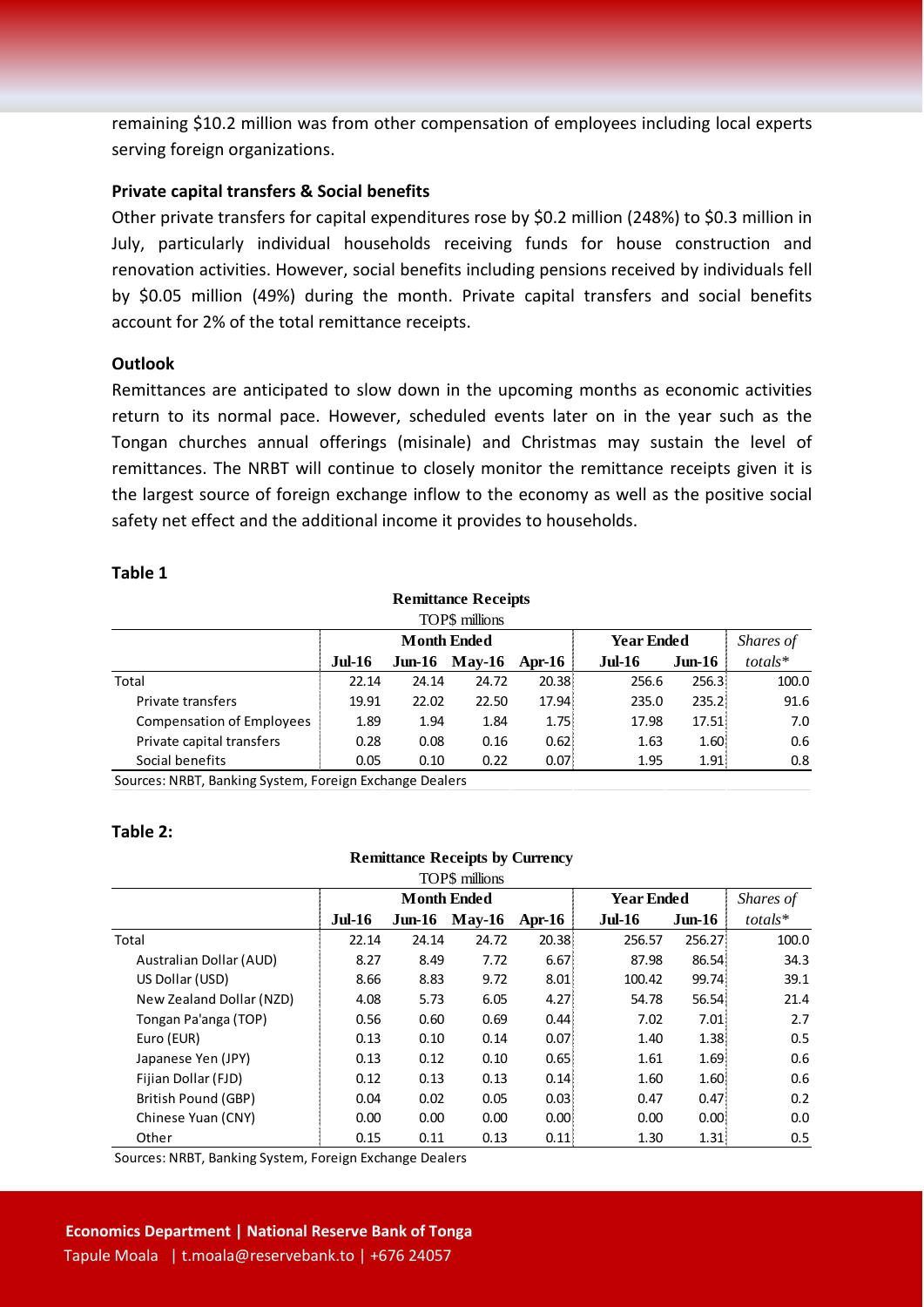remaining $10.2 million was from other compensation of employees including local experts serving foreign organizations.

**Private capital transfers & Social benefits**

Other private transfers for capital expenditures rose by $0.2 million (248%) to $0.3 million in July, particularly individual households receiving funds for house construction and renovation activities. However, social benefits including pensions received by individuals fell by $0.05 million (49%) during the month. Private capital transfers and social benefits account for 2% of the total remittance receipts.

**Outlook**

Remittances are anticipated to slow down in the upcoming months as economic activities return to its normal pace. However, scheduled events later on in the year such as the Tongan churches annual offerings (misinale) and Christmas may sustain the level of remittances. The NRBT will continue to closely monitor the remittance receipts given it is the largest source of foreign exchange inflow to the economy as well as the positive social safety net effect and the additional income it provides to households.

**Table 1**

**Remittance Receipts**
TOP$ millions

| | Month Ended | | | | Year Ended | | *Shares of* |
|---|---|---|---|---|---|---|---|
| | **Jul-16** | **Jun-16** | **May-16** | **Apr-16** | **Jul-16** | **Jun-16** | *totals\** |
| Total | 22.14 | 24.14 | 24.72 | 20.38 | 256.6 | 256.3 | 100.0 |
| Private transfers | 19.91 | 22.02 | 22.50 | 17.94 | 235.0 | 235.2 | 91.6 |
| Compensation of Employees | 1.89 | 1.94 | 1.84 | 1.75 | 17.98 | 17.51 | 7.0 |
| Private capital transfers | 0.28 | 0.08 | 0.16 | 0.62 | 1.63 | 1.60 | 0.6 |
| Social benefits | 0.05 | 0.10 | 0.22 | 0.07 | 1.95 | 1.91 | 0.8 |

Sources: NRBT, Banking System, Foreign Exchange Dealers

**Table 2:**

**Remittance Receipts by Currency**
TOP$ millions

| | Month Ended | | | | Year Ended | | *Shares of* |
|---|---|---|---|---|---|---|---|
| | **Jul-16** | **Jun-16** | **May-16** | **Apr-16** | **Jul-16** | **Jun-16** | *totals\** |
| Total | 22.14 | 24.14 | 24.72 | 20.38 | 256.57 | 256.27 | 100.0 |
| Australian Dollar (AUD) | 8.27 | 8.49 | 7.72 | 6.67 | 87.98 | 86.54 | 34.3 |
| US Dollar (USD) | 8.66 | 8.83 | 9.72 | 8.01 | 100.42 | 99.74 | 39.1 |
| New Zealand Dollar (NZD) | 4.08 | 5.73 | 6.05 | 4.27 | 54.78 | 56.54 | 21.4 |
| Tongan Pa'anga (TOP) | 0.56 | 0.60 | 0.69 | 0.44 | 7.02 | 7.01 | 2.7 |
| Euro (EUR) | 0.13 | 0.10 | 0.14 | 0.07 | 1.40 | 1.38 | 0.5 |
| Japanese Yen (JPY) | 0.13 | 0.12 | 0.10 | 0.65 | 1.61 | 1.69 | 0.6 |
| Fijian Dollar (FJD) | 0.12 | 0.13 | 0.13 | 0.14 | 1.60 | 1.60 | 0.6 |
| British Pound (GBP) | 0.04 | 0.02 | 0.05 | 0.03 | 0.47 | 0.47 | 0.2 |
| Chinese Yuan (CNY) | 0.00 | 0.00 | 0.00 | 0.00 | 0.00 | 0.00 | 0.0 |
| Other | 0.15 | 0.11 | 0.13 | 0.11 | 1.30 | 1.31 | 0.5 |

Sources: NRBT, Banking System, Foreign Exchange Dealers

**Economics Department | National Reserve Bank of Tonga**

Tapule Moala | t.moala@reservebank.to | +676 24057